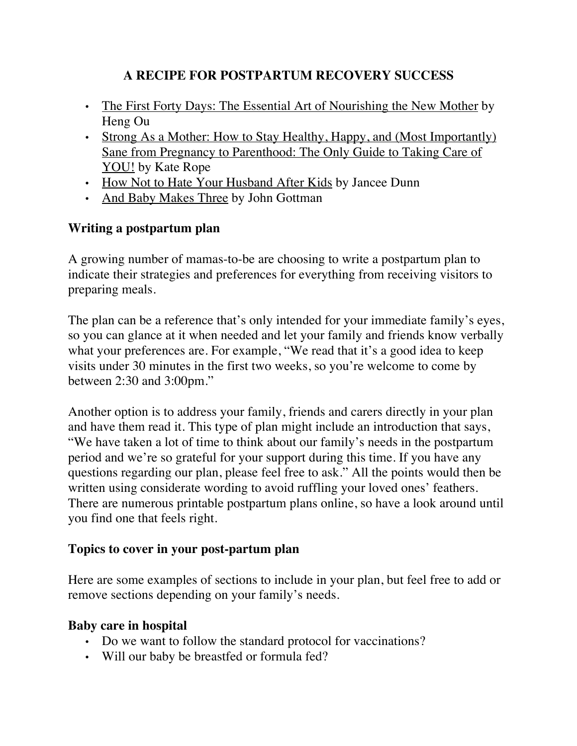# A RECIPE FOR POSTPARTUM RECOVERY SUCCESS

- The First Forty Days: The Essential Art of Nourishing the New Mother by Heng Ou
- Strong As a Mother: How to Stay Healthy, Happy, and (Most Importantly) Sane from Pregnancy to Parenthood: The Only Guide to Taking Care of YOU! by Kate Rope
- How Not to Hate Your Husband After Kids by Jancee Dunn
- And Baby Makes Three by John Gottman

## Writing a postpartum plan

A growing number of mamas-to-be are choosing to write a postpartum plan to indicate their strategies and preferences for everything from receiving visitors to preparing meals.

The plan can be a reference that's only intended for your immediate family's eyes, so you can glance at it when needed and let your family and friends know verbally what your preferences are. For example, "We read that it's a good idea to keep visits under 30 minutes in the first two weeks, so you're welcome to come by between 2:30 and 3:00pm."

Another option is to address your family, friends and carers directly in your plan and have them read it. This type of plan might include an introduction that says, "We have taken a lot of time to think about our family's needs in the postpartum period and we're so grateful for your support during this time. If you have any questions regarding our plan, please feel free to ask." All the points would then be written using considerate wording to avoid ruffling your loved ones' feathers. There are numerous printable postpartum plans online, so have a look around until you find one that feels right.

## Topics to cover in your post-partum plan

Here are some examples of sections to include in your plan, but feel free to add or remove sections depending on your family's needs.

### Baby care in hospital

- Do we want to follow the standard protocol for vaccinations?
- Will our baby be breastfed or formula fed?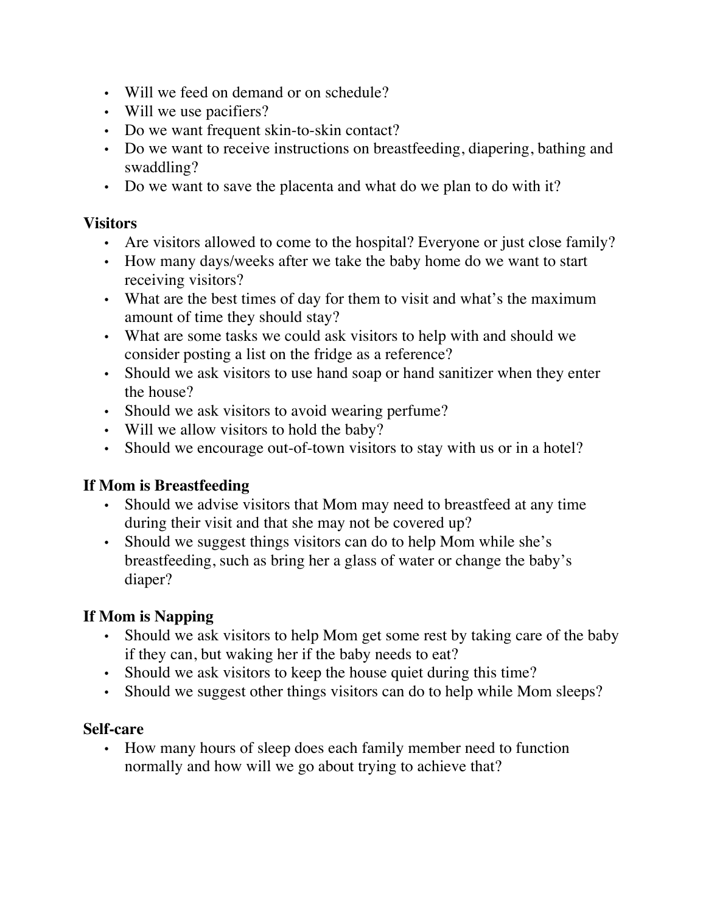- Will we feed on demand or on schedule?
- Will we use pacifiers?
- Do we want frequent skin-to-skin contact?
- Do we want to receive instructions on breastfeeding, diapering, bathing and swaddling?
- Do we want to save the placenta and what do we plan to do with it?

**Visitors**

- Are visitors allowed to come to the hospital? Everyone or just close family?
- How many days/weeks after we take the baby home do we want to start receiving visitors?
- What are the best times of day for them to visit and what's the maximum amount of time they should stay?
- What are some tasks we could ask visitors to help with and should we consider posting a list on the fridge as a reference?
- Should we ask visitors to use hand soap or hand sanitizer when they enter the house?
- Should we ask visitors to avoid wearing perfume?
- Will we allow visitors to hold the baby?
- Should we encourage out-of-town visitors to stay with us or in a hotel?

**If Mom is Breastfeeding**

- Should we advise visitors that Mom may need to breastfeed at any time during their visit and that she may not be covered up?
- Should we suggest things visitors can do to help Mom while she's breastfeeding, such as bring her a glass of water or change the baby's diaper?

**If Mom is Napping**

- Should we ask visitors to help Mom get some rest by taking care of the baby if they can, but waking her if the baby needs to eat?
- Should we ask visitors to keep the house quiet during this time?
- Should we suggest other things visitors can do to help while Mom sleeps?

**Self-care**

- How many hours of sleep does each family member need to function normally and how will we go about trying to achieve that?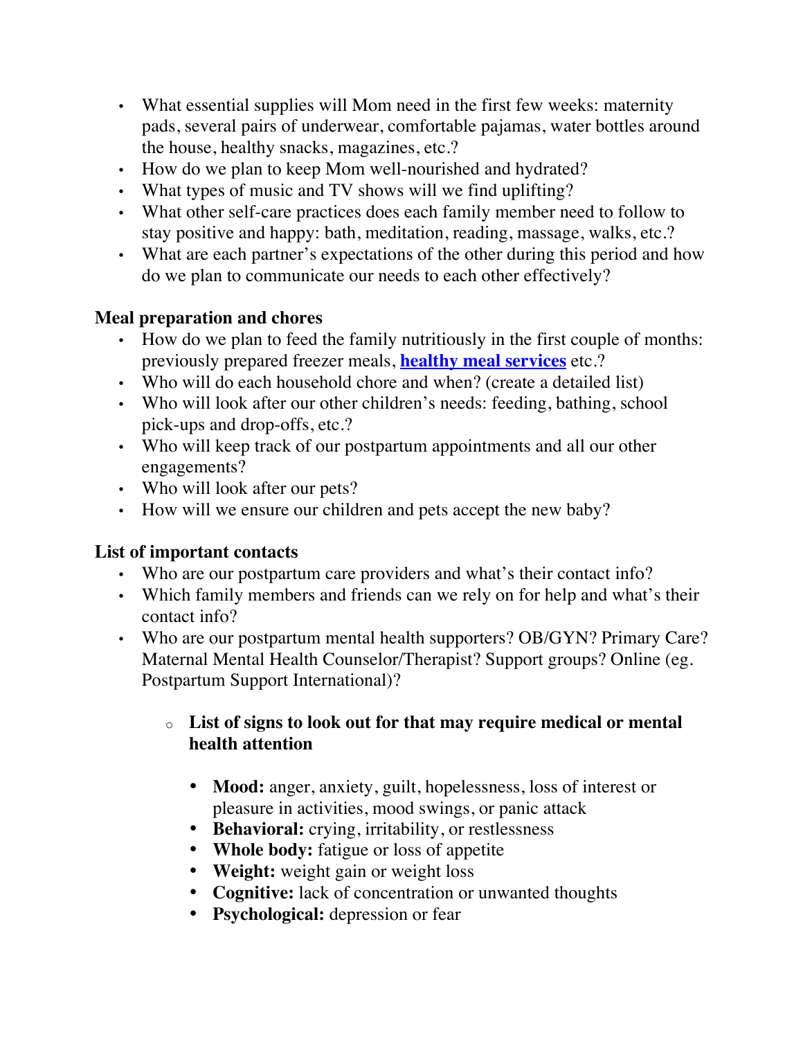- What essential supplies will Mom need in the first few weeks: maternity pads, several pairs of underwear, comfortable pajamas, water bottles around the house, healthy snacks, magazines, etc.?
- How do we plan to keep Mom well-nourished and hydrated?
- What types of music and TV shows will we find uplifting?
- What other self-care practices does each family member need to follow to stay positive and happy: bath, meditation, reading, massage, walks, etc.?
- What are each partner's expectations of the other during this period and how do we plan to communicate our needs to each other effectively?

**Meal preparation and chores**

- How do we plan to feed the family nutritiously in the first couple of months: previously prepared freezer meals, **healthy meal services** etc.?
- Who will do each household chore and when? (create a detailed list)
- Who will look after our other children's needs: feeding, bathing, school pick-ups and drop-offs, etc.?
- Who will keep track of our postpartum appointments and all our other engagements?
- Who will look after our pets?
- How will we ensure our children and pets accept the new baby?

**List of important contacts**

- Who are our postpartum care providers and what's their contact info?
- Which family members and friends can we rely on for help and what's their contact info?
- Who are our postpartum mental health supporters? OB/GYN? Primary Care? Maternal Mental Health Counselor/Therapist? Support groups? Online (eg. Postpartum Support International)?

    - **List of signs to look out for that may require medical or mental health attention**

        - **Mood:** anger, anxiety, guilt, hopelessness, loss of interest or pleasure in activities, mood swings, or panic attack
        - **Behavioral:** crying, irritability, or restlessness
        - **Whole body:** fatigue or loss of appetite
        - **Weight:** weight gain or weight loss
        - **Cognitive:** lack of concentration or unwanted thoughts
        - **Psychological:** depression or fear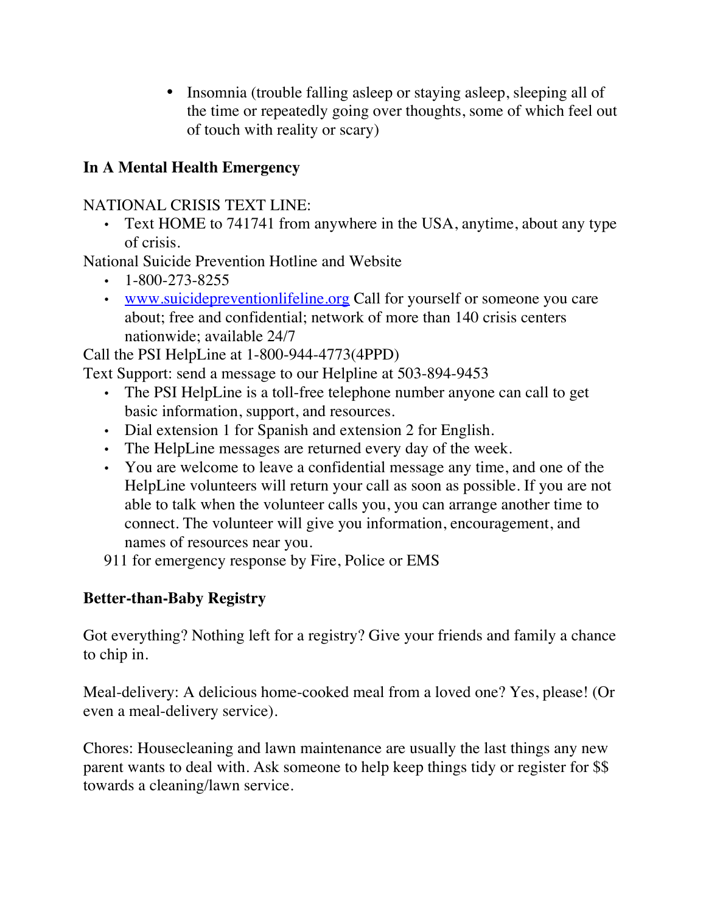- Insomnia (trouble falling asleep or staying asleep, sleeping all of the time or repeatedly going over thoughts, some of which feel out of touch with reality or scary)

**In A Mental Health Emergency**

NATIONAL CRISIS TEXT LINE:

- Text HOME to 741741 from anywhere in the USA, anytime, about any type of crisis.

National Suicide Prevention Hotline and Website

- 1-800-273-8255
- [www.suicidepreventionlifeline.org](http://www.suicidepreventionlifeline.org) Call for yourself or someone you care about; free and confidential; network of more than 140 crisis centers nationwide; available 24/7

Call the PSI HelpLine at 1-800-944-4773(4PPD)

Text Support: send a message to our Helpline at 503-894-9453

- The PSI HelpLine is a toll-free telephone number anyone can call to get basic information, support, and resources.
- Dial extension 1 for Spanish and extension 2 for English.
- The HelpLine messages are returned every day of the week.
- You are welcome to leave a confidential message any time, and one of the HelpLine volunteers will return your call as soon as possible. If you are not able to talk when the volunteer calls you, you can arrange another time to connect. The volunteer will give you information, encouragement, and names of resources near you.

911 for emergency response by Fire, Police or EMS

**Better-than-Baby Registry**

Got everything? Nothing left for a registry? Give your friends and family a chance to chip in.

Meal-delivery: A delicious home-cooked meal from a loved one? Yes, please! (Or even a meal-delivery service).

Chores: Housecleaning and lawn maintenance are usually the last things any new parent wants to deal with. Ask someone to help keep things tidy or register for $$ towards a cleaning/lawn service.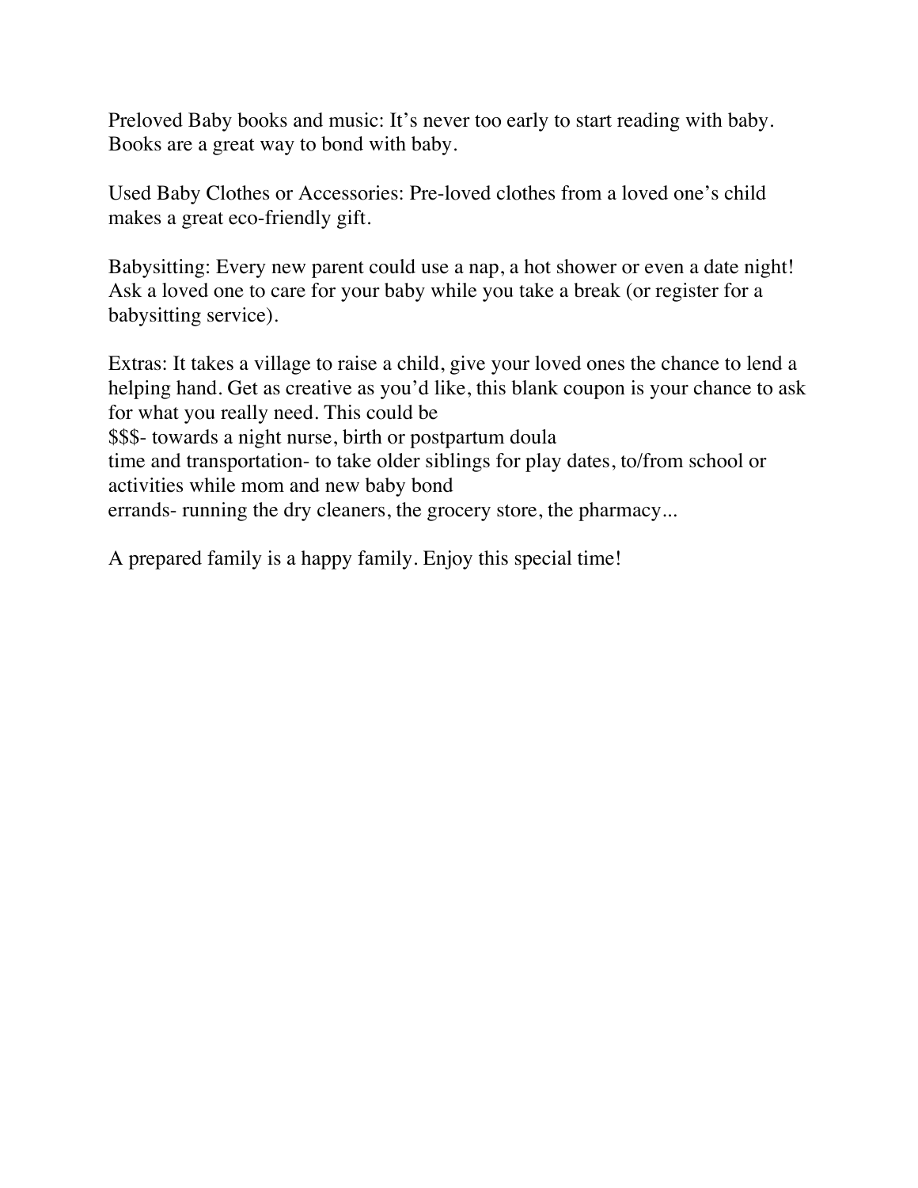Preloved Baby books and music: It's never too early to start reading with baby. Books are a great way to bond with baby.

Used Baby Clothes or Accessories: Pre-loved clothes from a loved one's child makes a great eco-friendly gift.

Babysitting: Every new parent could use a nap, a hot shower or even a date night! Ask a loved one to care for your baby while you take a break (or register for a babysitting service).

Extras: It takes a village to raise a child, give your loved ones the chance to lend a helping hand. Get as creative as you'd like, this blank coupon is your chance to ask for what you really need. This could be
$$$- towards a night nurse, birth or postpartum doula
time and transportation- to take older siblings for play dates, to/from school or activities while mom and new baby bond
errands- running the dry cleaners, the grocery store, the pharmacy...

A prepared family is a happy family. Enjoy this special time!